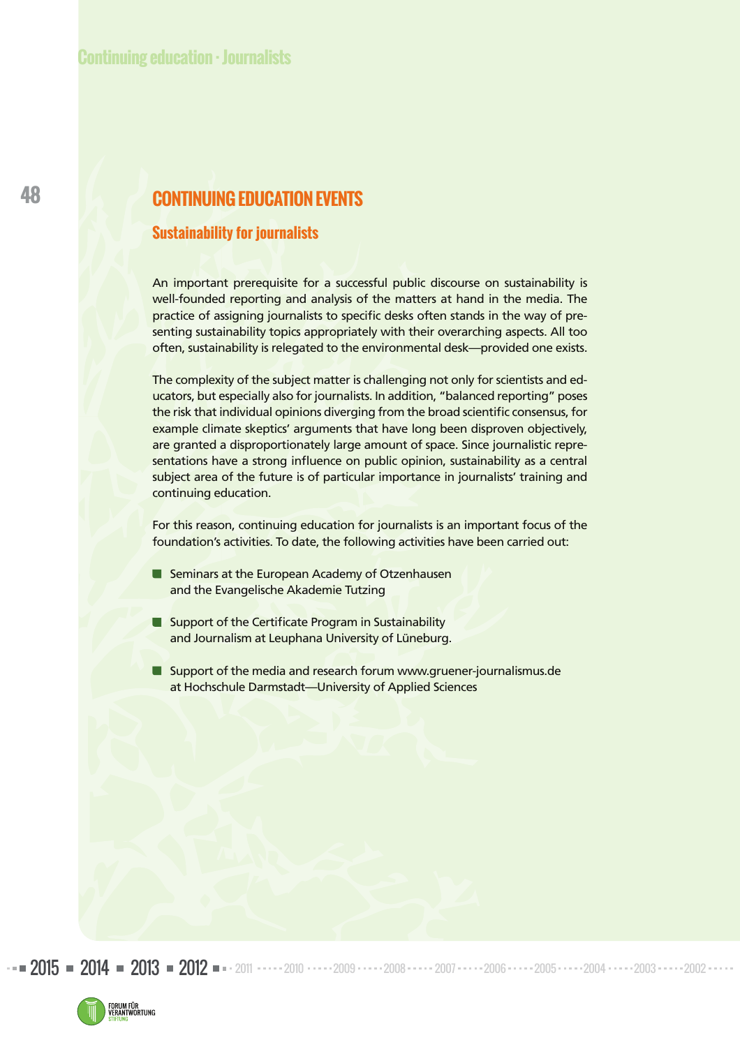# CONTINUING EDUCATION EVENTS

## Sustainability for journalists

An important prerequisite for a successful public discourse on sustainability is well-founded reporting and analysis of the matters at hand in the media. The practice of assigning journalists to specific desks often stands in the way of presenting sustainability topics appropriately with their overarching aspects. All too often, sustainability is relegated to the environmental desk—provided one exists.

The complexity of the subject matter is challenging not only for scientists and educators, but especially also for journalists. In addition, "balanced reporting" poses the risk that individual opinions diverging from the broad scientific consensus, for example climate skeptics' arguments that have long been disproven objectively, are granted a disproportionately large amount of space. Since journalistic representations have a strong influence on public opinion, sustainability as a central subject area of the future is of particular importance in journalists' training and continuing education.

For this reason, continuing education for journalists is an important focus of the foundation's activities. To date, the following activities have been carried out:

- Seminars at the European Academy of Otzenhausen and the Evangelische Akademie Tutzing
- Support of the Certificate Program in Sustainability and Journalism at Leuphana University of Lüneburg.
- Support of the media and research forum www.gruener-journalismus.de at Hochschule Darmstadt—University of Applied Sciences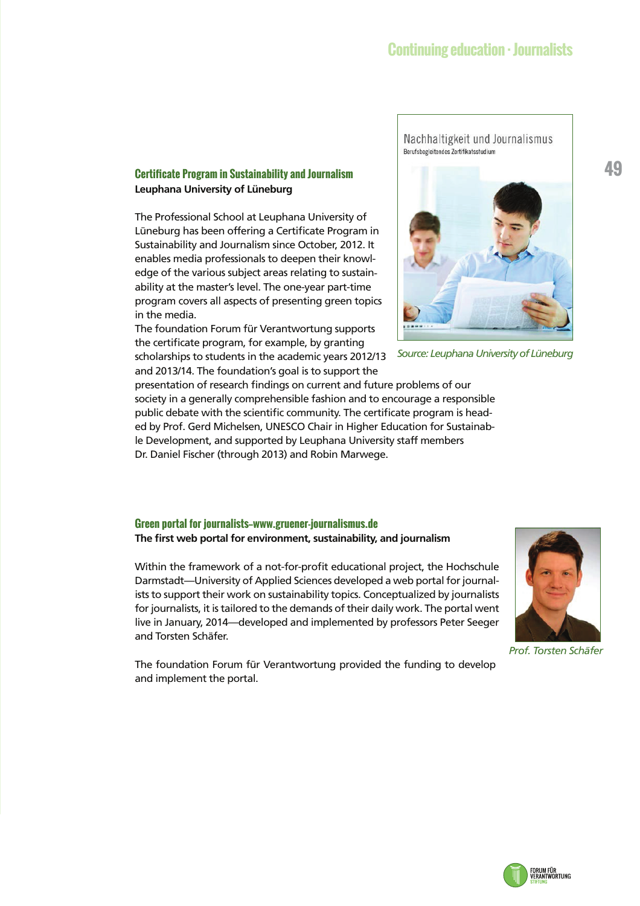## Certificate Program in Sustainability and Journalism

**Leuphana University of Lüneburg**

The Professional School at Leuphana University of Lüneburg has been offering a Certificate Program in Sustainability and Journalism since October, 2012. It enables media professionals to deepen their knowledge of the various subject areas relating to sustainability at the master's level. The one-year part-time program covers all aspects of presenting green topics in the media.

The foundation Forum für Verantwortung supports the certificate program, for example, by granting scholarships to students in the academic years 2012/13 and 2013/14. The foundation's goal is to support the presentation of research findings on current and future problems of our society in a generally comprehensible fashion and to encourage a responsible public debate with the scientific community. The certificate program is headed by Prof. Gerd Michelsen, UNESCO Chair in Higher Education for Sustainable Development, and supported by Leuphana University staff members Dr. Daniel Fischer (through 2013) and Robin Marwege.

*Source: Leuphana University of Lüneburg*

## Green portal for journalists–www.gruener-journalismus.de

**The first web portal for environment, sustainability, and journalism**

Within the framework of a not-for-profit educational project, the Hochschule Darmstadt—University of Applied Sciences developed a web portal for journalists to support their work on sustainability topics. Conceptualized by journalists for journalists, it is tailored to the demands of their daily work. The portal went live in January, 2014—developed and implemented by professors Peter Seeger and Torsten Schäfer.

The foundation Forum für Verantwortung provided the funding to develop and implement the portal.

*Prof. Torsten Schäfer*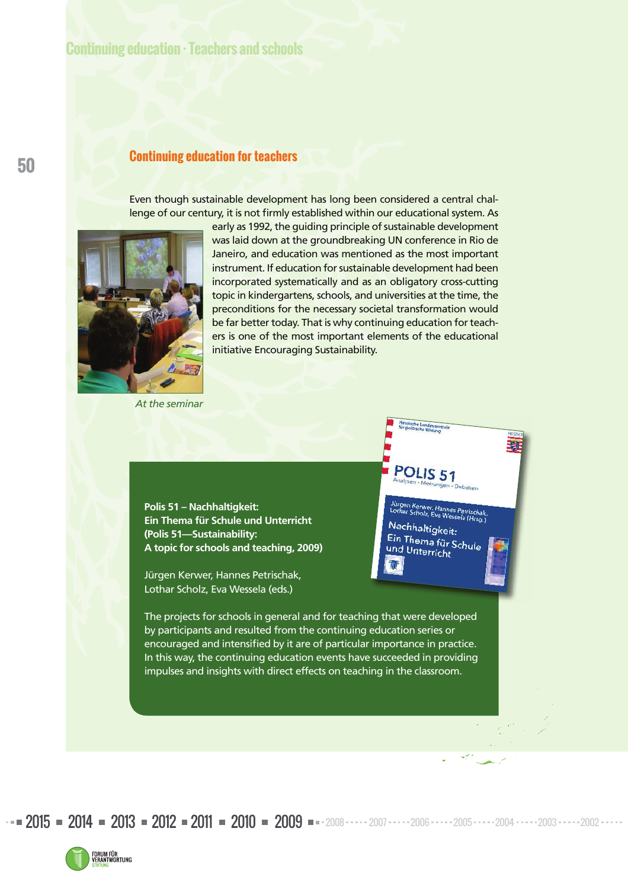## Continuing education for teachers

Even though sustainable development has long been considered a central challenge of our century, it is not firmly established within our educational system. As early as 1992, the guiding principle of sustainable development was laid down at the groundbreaking UN conference in Rio de Janeiro, and education was mentioned as the most important instrument. If education for sustainable development had been incorporated systematically and as an obligatory cross-cutting topic in kindergartens, schools, and universities at the time, the preconditions for the necessary societal transformation would be far better today. That is why continuing education for teachers is one of the most important elements of the educational initiative Encouraging Sustainability.

*At the seminar*

**Polis 51 – Nachhaltigkeit: Ein Thema für Schule und Unterricht (Polis 51—Sustainability: A topic for schools and teaching, 2009)**

Jürgen Kerwer, Hannes Petrischak, Lothar Scholz, Eva Wessela (eds.)

The projects for schools in general and for teaching that were developed by participants and resulted from the continuing education series or encouraged and intensified by it are of particular importance in practice. In this way, the continuing education events have succeeded in providing impulses and insights with direct effects on teaching in the classroom.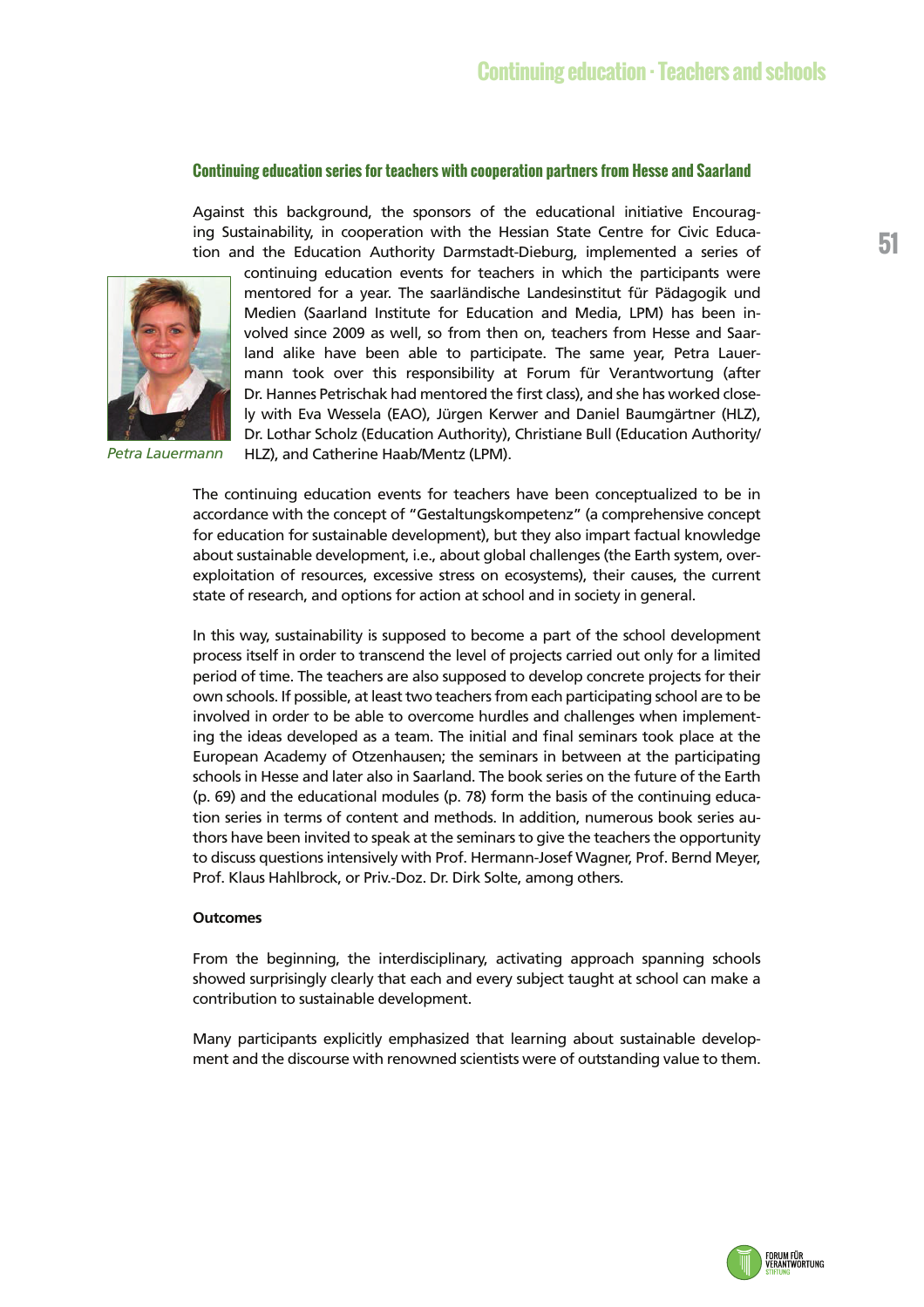## Continuing education series for teachers with cooperation partners from Hesse and Saarland

Against this background, the sponsors of the educational initiative Encouraging Sustainability, in cooperation with the Hessian State Centre for Civic Education and the Education Authority Darmstadt-Dieburg, implemented a series of continuing education events for teachers in which the participants were mentored for a year. The saarländische Landesinstitut für Pädagogik und Medien (Saarland Institute for Education and Media, LPM) has been involved since 2009 as well, so from then on, teachers from Hesse and Saarland alike have been able to participate. The same year, Petra Lauermann took over this responsibility at Forum für Verantwortung (after Dr. Hannes Petrischak had mentored the first class), and she has worked closely with Eva Wessela (EAO), Jürgen Kerwer and Daniel Baumgärtner (HLZ), Dr. Lothar Scholz (Education Authority), Christiane Bull (Education Authority/HLZ), and Catherine Haab/Mentz (LPM).

*Petra Lauermann*

The continuing education events for teachers have been conceptualized to be in accordance with the concept of "Gestaltungskompetenz" (a comprehensive concept for education for sustainable development), but they also impart factual knowledge about sustainable development, i.e., about global challenges (the Earth system, overexploitation of resources, excessive stress on ecosystems), their causes, the current state of research, and options for action at school and in society in general.

In this way, sustainability is supposed to become a part of the school development process itself in order to transcend the level of projects carried out only for a limited period of time. The teachers are also supposed to develop concrete projects for their own schools. If possible, at least two teachers from each participating school are to be involved in order to be able to overcome hurdles and challenges when implementing the ideas developed as a team. The initial and final seminars took place at the European Academy of Otzenhausen; the seminars in between at the participating schools in Hesse and later also in Saarland. The book series on the future of the Earth (p. 69) and the educational modules (p. 78) form the basis of the continuing education series in terms of content and methods. In addition, numerous book series authors have been invited to speak at the seminars to give the teachers the opportunity to discuss questions intensively with Prof. Hermann-Josef Wagner, Prof. Bernd Meyer, Prof. Klaus Hahlbrock, or Priv.-Doz. Dr. Dirk Solte, among others.

**Outcomes**

From the beginning, the interdisciplinary, activating approach spanning schools showed surprisingly clearly that each and every subject taught at school can make a contribution to sustainable development.

Many participants explicitly emphasized that learning about sustainable development and the discourse with renowned scientists were of outstanding value to them.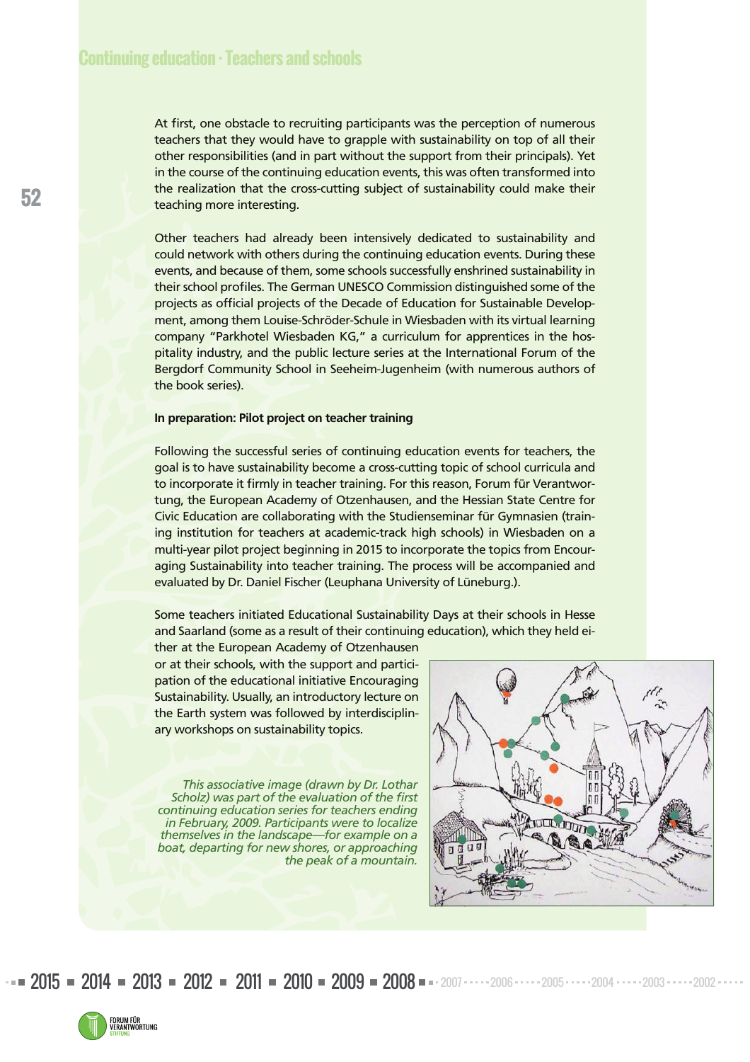At first, one obstacle to recruiting participants was the perception of numerous teachers that they would have to grapple with sustainability on top of all their other responsibilities (and in part without the support from their principals). Yet in the course of the continuing education events, this was often transformed into the realization that the cross-cutting subject of sustainability could make their teaching more interesting.

Other teachers had already been intensively dedicated to sustainability and could network with others during the continuing education events. During these events, and because of them, some schools successfully enshrined sustainability in their school profiles. The German UNESCO Commission distinguished some of the projects as official projects of the Decade of Education for Sustainable Development, among them Louise-Schröder-Schule in Wiesbaden with its virtual learning company "Parkhotel Wiesbaden KG," a curriculum for apprentices in the hospitality industry, and the public lecture series at the International Forum of the Bergdorf Community School in Seeheim-Jugenheim (with numerous authors of the book series).

**In preparation: Pilot project on teacher training**

Following the successful series of continuing education events for teachers, the goal is to have sustainability become a cross-cutting topic of school curricula and to incorporate it firmly in teacher training. For this reason, Forum für Verantwortung, the European Academy of Otzenhausen, and the Hessian State Centre for Civic Education are collaborating with the Studienseminar für Gymnasien (training institution for teachers at academic-track high schools) in Wiesbaden on a multi-year pilot project beginning in 2015 to incorporate the topics from Encouraging Sustainability into teacher training. The process will be accompanied and evaluated by Dr. Daniel Fischer (Leuphana University of Lüneburg.).

Some teachers initiated Educational Sustainability Days at their schools in Hesse and Saarland (some as a result of their continuing education), which they held either at the European Academy of Otzenhausen or at their schools, with the support and participation of the educational initiative Encouraging Sustainability. Usually, an introductory lecture on the Earth system was followed by interdisciplinary workshops on sustainability topics.

*This associative image (drawn by Dr. Lothar Scholz) was part of the evaluation of the first continuing education series for teachers ending in February, 2009. Participants were to localize themselves in the landscape—for example on a boat, departing for new shores, or approaching the peak of a mountain.*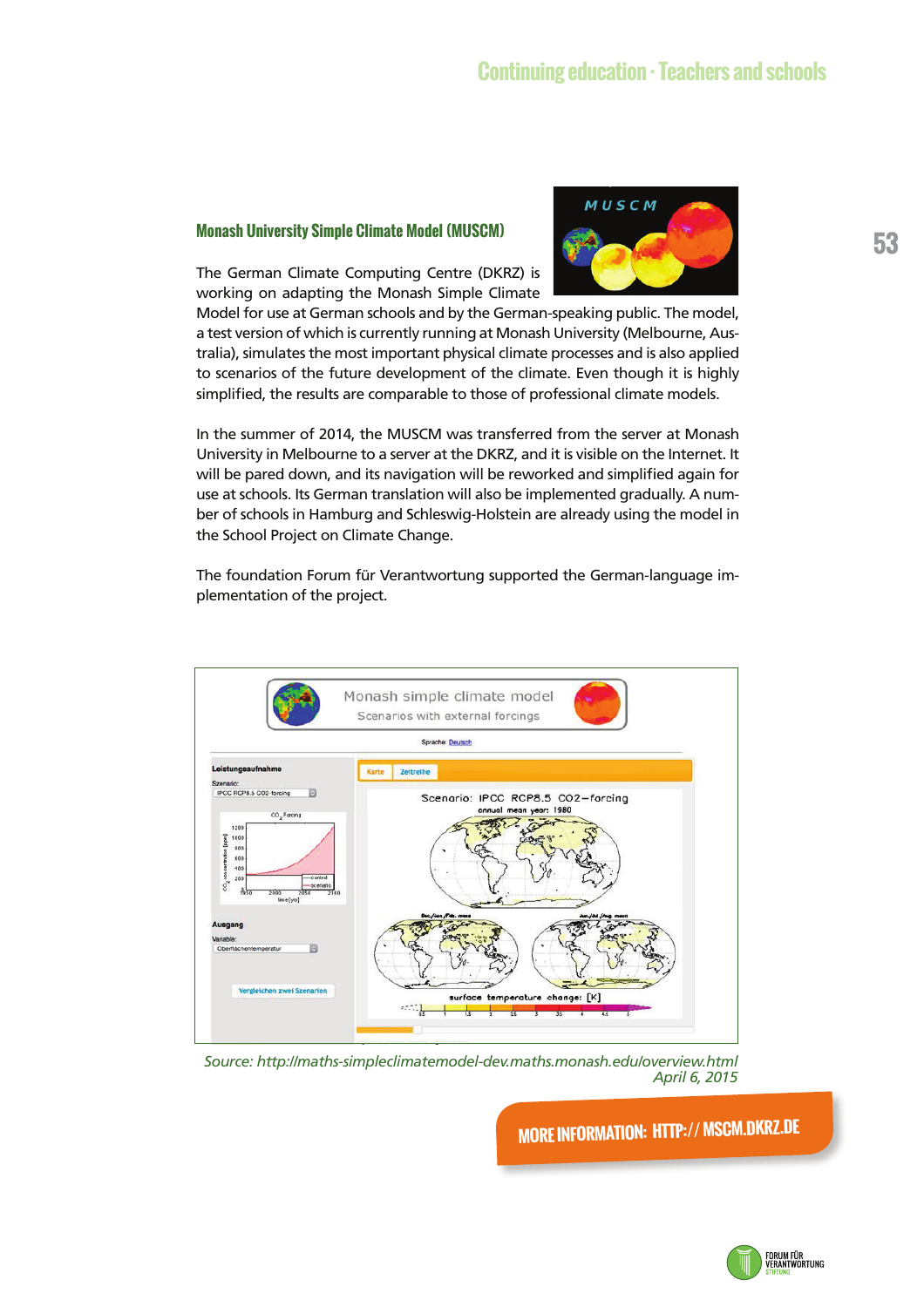## Monash University Simple Climate Model (MUSCM)

The German Climate Computing Centre (DKRZ) is working on adapting the Monash Simple Climate Model for use at German schools and by the German-speaking public. The model, a test version of which is currently running at Monash University (Melbourne, Australia), simulates the most important physical climate processes and is also applied to scenarios of the future development of the climate. Even though it is highly simplified, the results are comparable to those of professional climate models.

In the summer of 2014, the MUSCM was transferred from the server at Monash University in Melbourne to a server at the DKRZ, and it is visible on the Internet. It will be pared down, and its navigation will be reworked and simplified again for use at schools. Its German translation will also be implemented gradually. A number of schools in Hamburg and Schleswig-Holstein are already using the model in the School Project on Climate Change.

The foundation Forum für Verantwortung supported the German-language implementation of the project.

*Source: http://maths-simpleclimatemodel-dev.maths.monash.edu/overview.html April 6, 2015*

**MORE INFORMATION: HTTP:// MSCM.DKRZ.DE**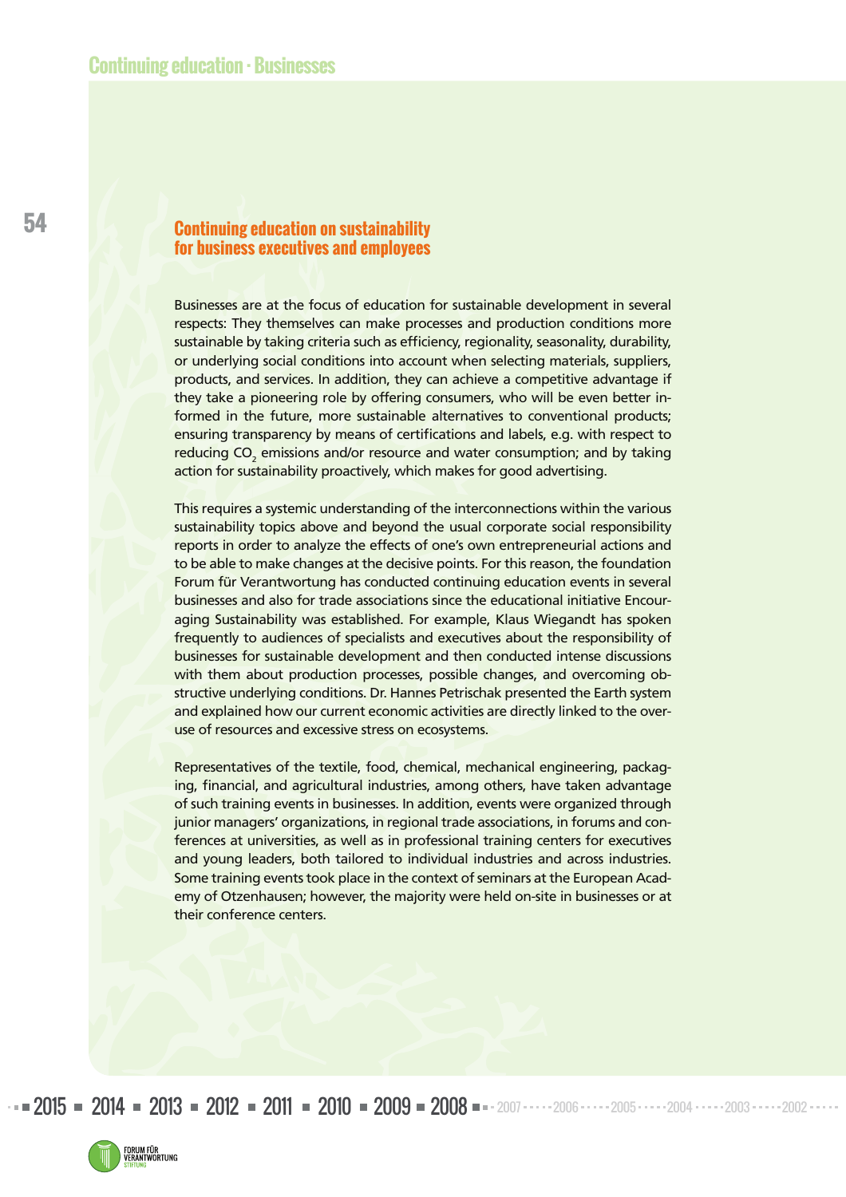## Continuing education on sustainability for business executives and employees

Businesses are at the focus of education for sustainable development in several respects: They themselves can make processes and production conditions more sustainable by taking criteria such as efficiency, regionality, seasonality, durability, or underlying social conditions into account when selecting materials, suppliers, products, and services. In addition, they can achieve a competitive advantage if they take a pioneering role by offering consumers, who will be even better informed in the future, more sustainable alternatives to conventional products; ensuring transparency by means of certifications and labels, e.g. with respect to reducing $CO_2$ emissions and/or resource and water consumption; and by taking action for sustainability proactively, which makes for good advertising.

This requires a systemic understanding of the interconnections within the various sustainability topics above and beyond the usual corporate social responsibility reports in order to analyze the effects of one's own entrepreneurial actions and to be able to make changes at the decisive points. For this reason, the foundation Forum für Verantwortung has conducted continuing education events in several businesses and also for trade associations since the educational initiative Encouraging Sustainability was established. For example, Klaus Wiegandt has spoken frequently to audiences of specialists and executives about the responsibility of businesses for sustainable development and then conducted intense discussions with them about production processes, possible changes, and overcoming obstructive underlying conditions. Dr. Hannes Petrischak presented the Earth system and explained how our current economic activities are directly linked to the overuse of resources and excessive stress on ecosystems.

Representatives of the textile, food, chemical, mechanical engineering, packaging, financial, and agricultural industries, among others, have taken advantage of such training events in businesses. In addition, events were organized through junior managers' organizations, in regional trade associations, in forums and conferences at universities, as well as in professional training centers for executives and young leaders, both tailored to individual industries and across industries. Some training events took place in the context of seminars at the European Academy of Otzenhausen; however, the majority were held on-site in businesses or at their conference centers.